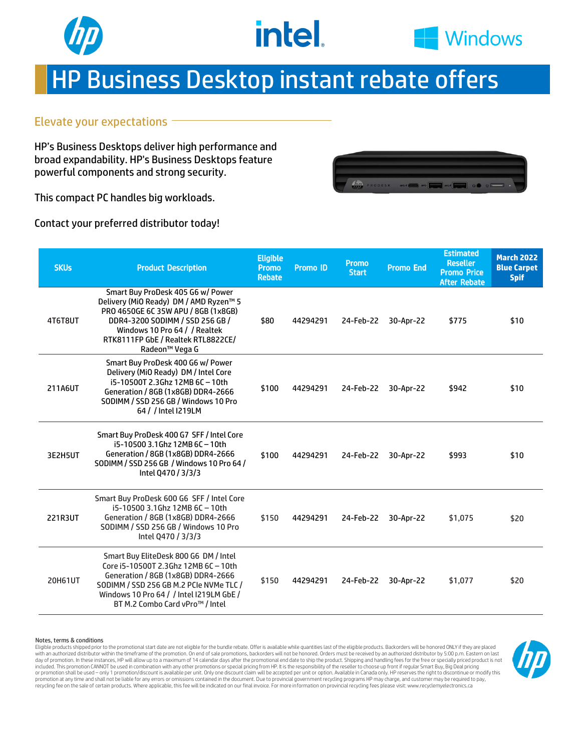# HP Business Desktop instant rebate offers

## Elevate your expectations

HP's Business Desktops deliver high performance and broad expandability. HP's Business Desktops feature powerful components and strong security.

This compact PC handles big workloads.

Contact your preferred distributor today!

| SKUs | Product Description | Eligible Promo Rebate | Promo ID | Promo Start | Promo End | Estimated Reseller Promo Price After Rebate | March 2022 Blue Carpet Spif |
|---|---|---|---|---|---|---|---|
| 4T6T8UT | Smart Buy ProDesk 405 G6 w/ Power Delivery (MiO Ready) DM / AMD Ryzen™ 5 PRO 4650GE 6C 35W APU / 8GB (1x8GB) DDR4-3200 SODIMM / SSD 256 GB / Windows 10 Pro 64 / / Realtek RTK8111FP GbE / Realtek RTL8822CE/ Radeon™ Vega G | $80 | 44294291 | 24-Feb-22 | 30-Apr-22 | $775 | $10 |
| 211A6UT | Smart Buy ProDesk 400 G6 w/ Power Delivery (MiO Ready) DM / Intel Core i5-10500T 2.3Ghz 12MB 6C – 10th Generation / 8GB (1x8GB) DDR4-2666 SODIMM / SSD 256 GB / Windows 10 Pro 64 / / Intel I219LM | $100 | 44294291 | 24-Feb-22 | 30-Apr-22 | $942 | $10 |
| 3E2H5UT | Smart Buy ProDesk 400 G7 SFF / Intel Core i5-10500 3.1Ghz 12MB 6C – 10th Generation / 8GB (1x8GB) DDR4-2666 SODIMM / SSD 256 GB / Windows 10 Pro 64 / Intel Q470 / 3/3/3 | $100 | 44294291 | 24-Feb-22 | 30-Apr-22 | $993 | $10 |
| 221R3UT | Smart Buy ProDesk 600 G6 SFF / Intel Core i5-10500 3.1Ghz 12MB 6C – 10th Generation / 8GB (1x8GB) DDR4-2666 SODIMM / SSD 256 GB / Windows 10 Pro Intel Q470 / 3/3/3 | $150 | 44294291 | 24-Feb-22 | 30-Apr-22 | $1,075 | $20 |
| 20H61UT | Smart Buy EliteDesk 800 G6 DM / Intel Core i5-10500T 2.3Ghz 12MB 6C – 10th Generation / 8GB (1x8GB) DDR4-2666 SODIMM / SSD 256 GB M.2 PCIe NVMe TLC / Windows 10 Pro 64 / / Intel I219LM GbE / BT M.2 Combo Card vPro™ / Intel | $150 | 44294291 | 24-Feb-22 | 30-Apr-22 | $1,077 | $20 |

Notes, terms & conditions

Eligible products shipped prior to the promotional start date are not eligible for the bundle rebate. Offer is available while quantities last of the eligible products. Backorders will be honored ONLY if they are placed with an authorized distributor within the timeframe of the promotion. On end of sale promotions, backorders will not be honored. Orders must be received by an authorized distributor by 5:00 p.m. Eastern on last day of promotion. In these instances, HP will allow up to a maximum of 14 calendar days after the promotional end date to ship the product. Shipping and handling fees for the free or specially priced product is not included. This promotion CANNOT be used in combination with any other promotions or special pricing from HP. It is the responsibility of the reseller to choose up front if regular Smart Buy, Big Deal pricing or promotion shall be used – only 1 promotion/discount is available per unit. Only one discount claim will be accepted per unit or option. Available in Canada only. HP reserves the right to discontinue or modify this promotion at any time and shall not be liable for any errors or omissions contained in the document. Due to provincial government recycling programs HP may charge, and customer may be required to pay, recycling fee on the sale of certain products. Where applicable, this fee will be indicated on our final invoice. For more information on provincial recycling fees please visit: www.recyclemyelectronics.ca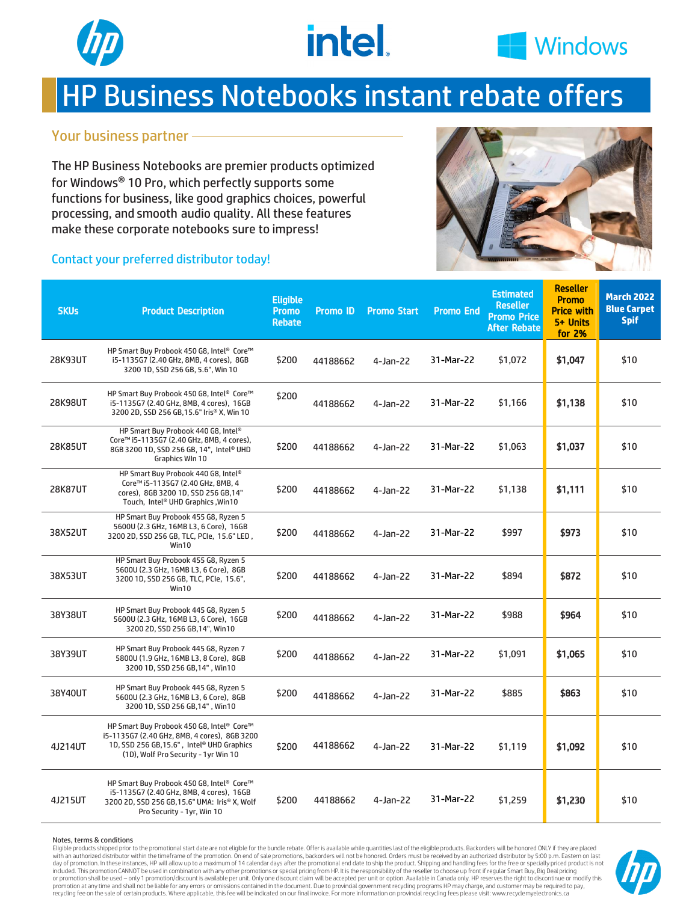# HP Business Notebooks instant rebate offers

## Your business partner

The HP Business Notebooks are premier products optimized for Windows® 10 Pro, which perfectly supports some functions for business, like good graphics choices, powerful processing, and smooth audio quality. All these features make these corporate notebooks sure to impress!

Contact your preferred distributor today!

| SKUs | Product Description | Eligible Promo Rebate | Promo ID | Promo Start | Promo End | Estimated Reseller Promo Price After Rebate | Reseller Promo Price with 5+ Units for 2% | March 2022 Blue Carpet Spif |
|---|---|---|---|---|---|---|---|---|
| 28K93UT | HP Smart Buy Probook 450 G8, Intel® Core™ i5-1135G7 (2.40 GHz, 8MB, 4 cores), 8GB 3200 1D, SSD 256 GB, 5.6", Win 10 | $200 | 44188662 | 4-Jan-22 | 31-Mar-22 | $1,072 | **$1,047** | $10 |
| 28K98UT | HP Smart Buy Probook 450 G8, Intel® Core™ i5-1135G7 (2.40 GHz, 8MB, 4 cores), 16GB 3200 2D, SSD 256 GB,15.6" Iris® X, Win 10 | $200 | 44188662 | 4-Jan-22 | 31-Mar-22 | $1,166 | **$1,138** | $10 |
| 28K85UT | HP Smart Buy Probook 440 G8, Intel® Core™ i5-1135G7 (2.40 GHz, 8MB, 4 cores), 8GB 3200 1D, SSD 256 GB, 14", Intel® UHD Graphics WIn 10 | $200 | 44188662 | 4-Jan-22 | 31-Mar-22 | $1,063 | **$1,037** | $10 |
| 28K87UT | HP Smart Buy Probook 440 G8, Intel® Core™ i5-1135G7 (2.40 GHz, 8MB, 4 cores), 8GB 3200 1D, SSD 256 GB,14" Touch, Intel® UHD Graphics ,Win10 | $200 | 44188662 | 4-Jan-22 | 31-Mar-22 | $1,138 | **$1,111** | $10 |
| 38X52UT | HP Smart Buy Probook 455 G8, Ryzen 5 5600U (2.3 GHz, 16MB L3, 6 Core), 16GB 3200 2D, SSD 256 GB, TLC, PCIe, 15.6" LED , Win10 | $200 | 44188662 | 4-Jan-22 | 31-Mar-22 | $997 | **$973** | $10 |
| 38X53UT | HP Smart Buy Probook 455 G8, Ryzen 5 5600U (2.3 GHz, 16MB L3, 6 Core), 8GB 3200 1D, SSD 256 GB, TLC, PCIe, 15.6", Win10 | $200 | 44188662 | 4-Jan-22 | 31-Mar-22 | $894 | **$872** | $10 |
| 38Y38UT | HP Smart Buy Probook 445 G8, Ryzen 5 5600U (2.3 GHz, 16MB L3, 6 Core), 16GB 3200 2D, SSD 256 GB,14", Win10 | $200 | 44188662 | 4-Jan-22 | 31-Mar-22 | $988 | **$964** | $10 |
| 38Y39UT | HP Smart Buy Probook 445 G8, Ryzen 7 5800U (1.9 GHz, 16MB L3, 8 Core), 8GB 3200 1D, SSD 256 GB,14" , Win10 | $200 | 44188662 | 4-Jan-22 | 31-Mar-22 | $1,091 | **$1,065** | $10 |
| 38Y40UT | HP Smart Buy Probook 445 G8, Ryzen 5 5600U (2.3 GHz, 16MB L3, 6 Core), 8GB 3200 1D, SSD 256 GB,14" , Win10 | $200 | 44188662 | 4-Jan-22 | 31-Mar-22 | $885 | **$863** | $10 |
| 4J214UT | HP Smart Buy Probook 450 G8, Intel® Core™ i5-1135G7 (2.40 GHz, 8MB, 4 cores), 8GB 3200 1D, SSD 256 GB,15.6" , Intel® UHD Graphics (1D), Wolf Pro Security - 1yr Win 10 | $200 | 44188662 | 4-Jan-22 | 31-Mar-22 | $1,119 | **$1,092** | $10 |
| 4J215UT | HP Smart Buy Probook 450 G8, Intel® Core™ i5-1135G7 (2.40 GHz, 8MB, 4 cores), 16GB 3200 2D, SSD 256 GB,15.6" UMA: Iris® X, Wolf Pro Security - 1yr, Win 10 | $200 | 44188662 | 4-Jan-22 | 31-Mar-22 | $1,259 | **$1,230** | $10 |

Notes, terms & conditions

Eligible products shipped prior to the promotional start date are not eligible for the bundle rebate. Offer is available while quantities last of the eligible products. Backorders will be honored ONLY if they are placed with an authorized distributor within the timeframe of the promotion. On end of sale promotions, backorders will not be honored. Orders must be received by an authorized distributor by 5:00 p.m. Eastern on last day of promotion. In these instances, HP will allow up to a maximum of 14 calendar days after the promotional end date to ship the product. Shipping and handling fees for the free or specially priced product is not included. This promotion CANNOT be used in combination with any other promotions or special pricing from HP. It is the responsibility of the reseller to choose up front if regular Smart Buy, Big Deal pricing or promotion shall be used – only 1 promotion/discount is available per unit. Only one discount claim will be accepted per unit or option. Available in Canada only. HP reserves the right to discontinue or modify this promotion at any time and shall not be liable for any errors or omissions contained in the document. Due to provincial government recycling programs HP may charge, and customer may be required to pay, recycling fee on the sale of certain products. Where applicable, this fee will be indicated on our final invoice. For more information on provincial recycling fees please visit: www.recyclemyelectronics.ca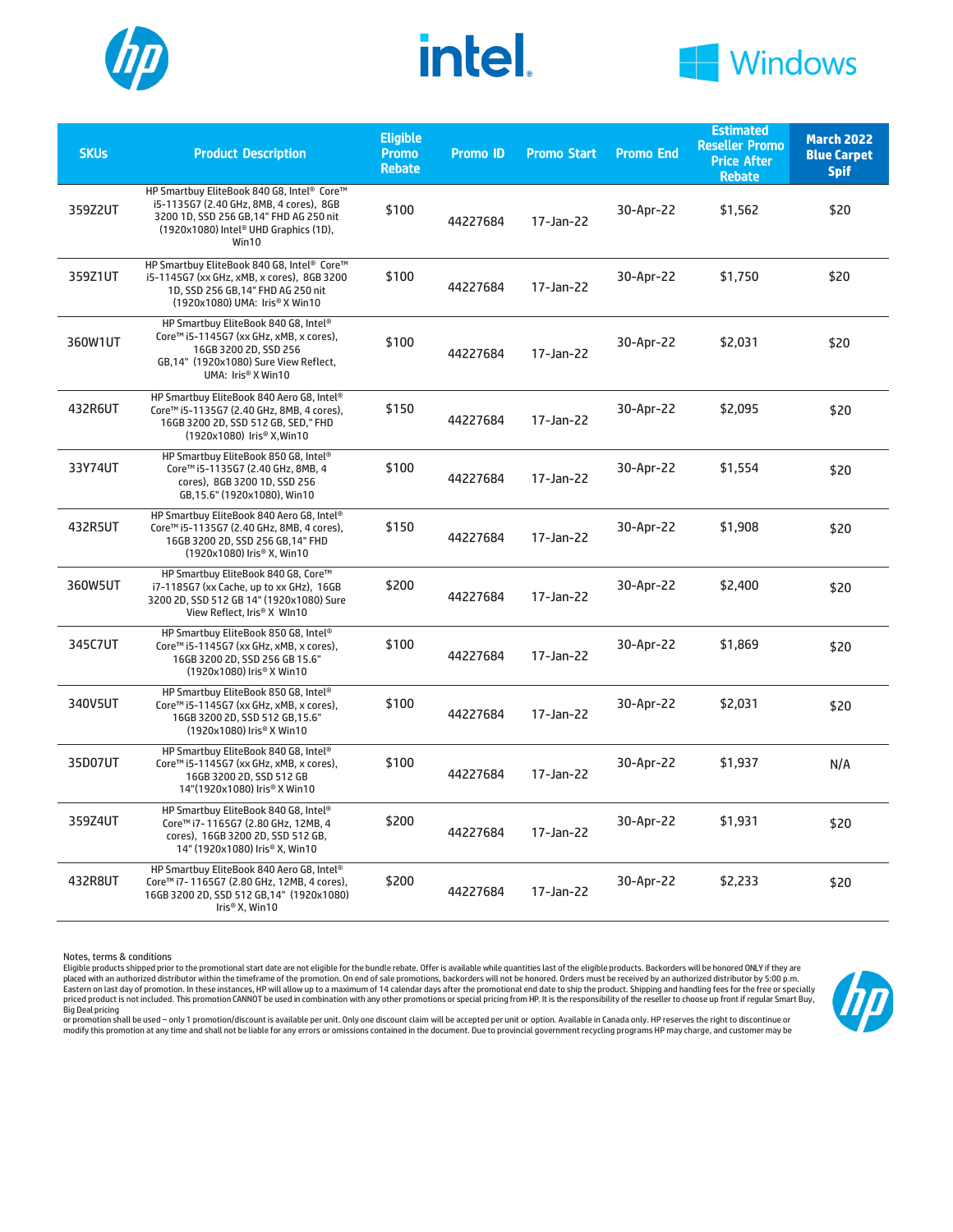| SKUs | Product Description | Eligible Promo Rebate | Promo ID | Promo Start | Promo End | Estimated Reseller Promo Price After Rebate | March 2022 Blue Carpet Spif |
|---|---|---|---|---|---|---|---|
| 359Z2UT | HP Smartbuy EliteBook 840 G8, Intel® Core™ i5-1135G7 (2.40 GHz, 8MB, 4 cores), 8GB 3200 1D, SSD 256 GB,14" FHD AG 250 nit (1920x1080) Intel® UHD Graphics (1D), Win10 | $100 | 44227684 | 17-Jan-22 | 30-Apr-22 | $1,562 | $20 |
| 359Z1UT | HP Smartbuy EliteBook 840 G8, Intel® Core™ i5-1145G7 (xx GHz, xMB, x cores), 8GB 3200 1D, SSD 256 GB,14" FHD AG 250 nit (1920x1080) UMA: Iris® X Win10 | $100 | 44227684 | 17-Jan-22 | 30-Apr-22 | $1,750 | $20 |
| 360W1UT | HP Smartbuy EliteBook 840 G8, Intel® Core™ i5-1145G7 (xx GHz, xMB, x cores), 16GB 3200 2D, SSD 256 GB,14" (1920x1080) Sure View Reflect, UMA: Iris® X Win10 | $100 | 44227684 | 17-Jan-22 | 30-Apr-22 | $2,031 | $20 |
| 432R6UT | HP Smartbuy EliteBook 840 Aero G8, Intel® Core™ i5-1135G7 (2.40 GHz, 8MB, 4 cores), 16GB 3200 2D, SSD 512 GB, SED," FHD (1920x1080) Iris® X,Win10 | $150 | 44227684 | 17-Jan-22 | 30-Apr-22 | $2,095 | $20 |
| 33Y74UT | HP Smartbuy EliteBook 850 G8, Intel® Core™ i5-1135G7 (2.40 GHz, 8MB, 4 cores), 8GB 3200 1D, SSD 256 GB,15.6" (1920x1080), Win10 | $100 | 44227684 | 17-Jan-22 | 30-Apr-22 | $1,554 | $20 |
| 432R5UT | HP Smartbuy EliteBook 840 Aero G8, Intel® Core™ i5-1135G7 (2.40 GHz, 8MB, 4 cores), 16GB 3200 2D, SSD 256 GB,14" FHD (1920x1080) Iris® X, Win10 | $150 | 44227684 | 17-Jan-22 | 30-Apr-22 | $1,908 | $20 |
| 360W5UT | HP Smartbuy EliteBook 840 G8, Core™ i7-1185G7 (xx Cache, up to xx GHz), 16GB 3200 2D, SSD 512 GB 14" (1920x1080) Sure View Reflect, Iris® X WIn10 | $200 | 44227684 | 17-Jan-22 | 30-Apr-22 | $2,400 | $20 |
| 345C7UT | HP Smartbuy EliteBook 850 G8, Intel® Core™ i5-1145G7 (xx GHz, xMB, x cores), 16GB 3200 2D, SSD 256 GB 15.6" (1920x1080) Iris® X Win10 | $100 | 44227684 | 17-Jan-22 | 30-Apr-22 | $1,869 | $20 |
| 340V5UT | HP Smartbuy EliteBook 850 G8, Intel® Core™ i5-1145G7 (xx GHz, xMB, x cores), 16GB 3200 2D, SSD 512 GB,15.6" (1920x1080) Iris® X Win10 | $100 | 44227684 | 17-Jan-22 | 30-Apr-22 | $2,031 | $20 |
| 35D07UT | HP Smartbuy EliteBook 840 G8, Intel® Core™ i5-1145G7 (xx GHz, xMB, x cores), 16GB 3200 2D, SSD 512 GB 14"(1920x1080) Iris® X Win10 | $100 | 44227684 | 17-Jan-22 | 30-Apr-22 | $1,937 | N/A |
| 359Z4UT | HP Smartbuy EliteBook 840 G8, Intel® Core™ i7-1165G7 (2.80 GHz, 12MB, 4 cores), 16GB 3200 2D, SSD 512 GB, 14" (1920x1080) Iris® X, Win10 | $200 | 44227684 | 17-Jan-22 | 30-Apr-22 | $1,931 | $20 |
| 432R8UT | HP Smartbuy EliteBook 840 Aero G8, Intel® Core™ i7- 1165G7 (2.80 GHz, 12MB, 4 cores), 16GB 3200 2D, SSD 512 GB,14" (1920x1080) Iris® X, Win10 | $200 | 44227684 | 17-Jan-22 | 30-Apr-22 | $2,233 | $20 |

Notes, terms & conditions
Eligible products shipped prior to the promotional start date are not eligible for the bundle rebate. Offer is available while quantities last of the eligible products. Backorders will be honored ONLY if they are placed with an authorized distributor within the timeframe of the promotion. On end of sale promotions, backorders will not be honored. Orders must be received by an authorized distributor by 5:00 p.m. Eastern on last day of promotion. In these instances, HP will allow up to a maximum of 14 calendar days after the promotional end date to ship the product. Shipping and handling fees for the free or specially priced product is not included. This promotion CANNOT be used in combination with any other promotions or special pricing from HP. It is the responsibility of the reseller to choose up front if regular Smart Buy, Big Deal pricing
or promotion shall be used – only 1 promotion/discount is available per unit. Only one discount claim will be accepted per unit or option. Available in Canada only. HP reserves the right to discontinue or modify this promotion at any time and shall not be liable for any errors or omissions contained in the document. Due to provincial government recycling programs HP may charge, and customer may be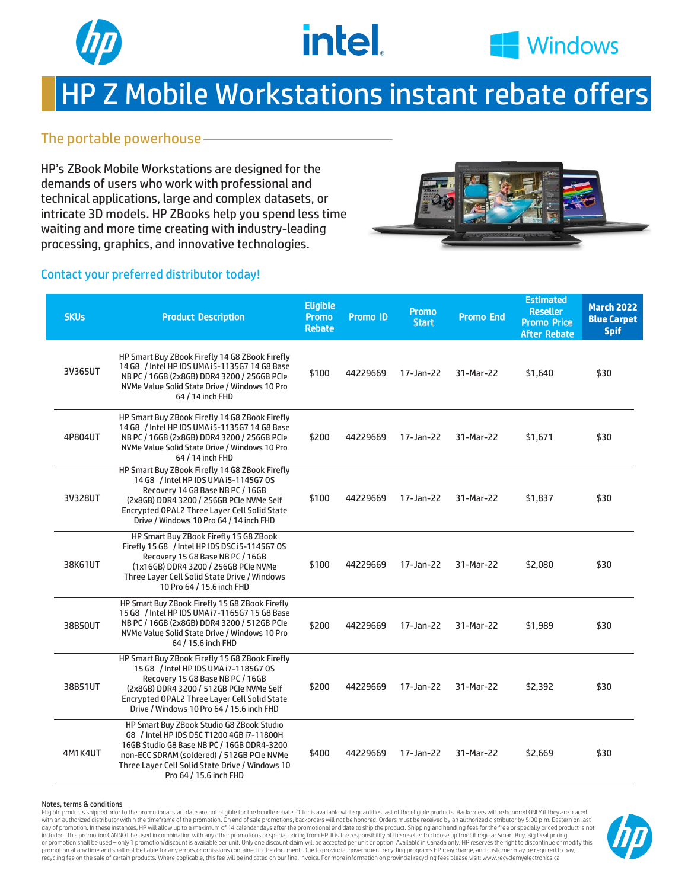# HP Z Mobile Workstations instant rebate offers

## The portable powerhouse

HP's ZBook Mobile Workstations are designed for the demands of users who work with professional and technical applications, large and complex datasets, or intricate 3D models. HP ZBooks help you spend less time waiting and more time creating with industry-leading processing, graphics, and innovative technologies.

### Contact your preferred distributor today!

| SKUs | Product Description | Eligible Promo Rebate | Promo ID | Promo Start | Promo End | Estimated Reseller Promo Price After Rebate | March 2022 Blue Carpet Spif |
|---|---|---|---|---|---|---|---|
| 3V365UT | HP Smart Buy ZBook Firefly 14 G8 ZBook Firefly 14 G8 / Intel HP IDS UMA i5-1135G7 14 G8 Base NB PC / 16GB (2x8GB) DDR4 3200 / 256GB PCIe NVMe Value Solid State Drive / Windows 10 Pro 64 / 14 inch FHD | $100 | 44229669 | 17-Jan-22 | 31-Mar-22 | $1,640 | $30 |
| 4P804UT | HP Smart Buy ZBook Firefly 14 G8 ZBook Firefly 14 G8 / Intel HP IDS UMA i5-1135G7 14 G8 Base NB PC / 16GB (2x8GB) DDR4 3200 / 256GB PCIe NVMe Value Solid State Drive / Windows 10 Pro 64 / 14 inch FHD | $200 | 44229669 | 17-Jan-22 | 31-Mar-22 | $1,671 | $30 |
| 3V328UT | HP Smart Buy ZBook Firefly 14 G8 ZBook Firefly 14 G8 / Intel HP IDS UMA i5-1145G7 OS Recovery 14 G8 Base NB PC / 16GB (2x8GB) DDR4 3200 / 256GB PCIe NVMe Self Encrypted OPAL2 Three Layer Cell Solid State Drive / Windows 10 Pro 64 / 14 inch FHD | $100 | 44229669 | 17-Jan-22 | 31-Mar-22 | $1,837 | $30 |
| 38K61UT | HP Smart Buy ZBook Firefly 15 G8 ZBook Firefly 15 G8 / Intel HP IDS DSC i5-1145G7 OS Recovery 15 G8 Base NB PC / 16GB (1x16GB) DDR4 3200 / 256GB PCIe NVMe Three Layer Cell Solid State Drive / Windows 10 Pro 64 / 15.6 inch FHD | $100 | 44229669 | 17-Jan-22 | 31-Mar-22 | $2,080 | $30 |
| 38B50UT | HP Smart Buy ZBook Firefly 15 G8 ZBook Firefly 15 G8 / Intel HP IDS UMA i7-1165G7 15 G8 Base NB PC / 16GB (2x8GB) DDR4 3200 / 512GB PCIe NVMe Value Solid State Drive / Windows 10 Pro 64 / 15.6 inch FHD | $200 | 44229669 | 17-Jan-22 | 31-Mar-22 | $1,989 | $30 |
| 38B51UT | HP Smart Buy ZBook Firefly 15 G8 ZBook Firefly 15 G8 / Intel HP IDS UMA i7-1185G7 OS Recovery 15 G8 Base NB PC / 16GB (2x8GB) DDR4 3200 / 512GB PCIe NVMe Self Encrypted OPAL2 Three Layer Cell Solid State Drive / Windows 10 Pro 64 / 15.6 inch FHD | $200 | 44229669 | 17-Jan-22 | 31-Mar-22 | $2,392 | $30 |
| 4M1K4UT | HP Smart Buy ZBook Studio G8 ZBook Studio G8 / Intel HP IDS DSC T1200 4GB i7-11800H 16GB Studio G8 Base NB PC / 16GB DDR4-3200 non-ECC SDRAM (soldered) / 512GB PCIe NVMe Three Layer Cell Solid State Drive / Windows 10 Pro 64 / 15.6 inch FHD | $400 | 44229669 | 17-Jan-22 | 31-Mar-22 | $2,669 | $30 |

**Notes, terms & conditions**

Eligible products shipped prior to the promotional start date are not eligible for the bundle rebate. Offer is available while quantities last of the eligible products. Backorders will be honored ONLY if they are placed with an authorized distributor within the timeframe of the promotion. On end of sale promotions, backorders will not be honored. Orders must be received by an authorized distributor by 5:00 p.m. Eastern on last day of promotion. In these instances, HP will allow up to a maximum of 14 calendar days after the promotional end date to ship the product. Shipping and handling fees for the free or specially priced product is not included. This promotion CANNOT be used in combination with any other promotions or special pricing from HP. It is the responsibility of the reseller to choose up front if regular Smart Buy, Big Deal pricing or promotion shall be used – only 1 promotion/discount is available per unit. Only one discount claim will be accepted per unit or option. Available in Canada only. HP reserves the right to discontinue or modify this promotion at any time and shall not be liable for any errors or omissions contained in the document. Due to provincial government recycling programs HP may charge, and customer may be required to pay, recycling fee on the sale of certain products. Where applicable, this fee will be indicated on our final invoice. For more information on provincial recycling fees please visit: www.recyclemyelectronics.ca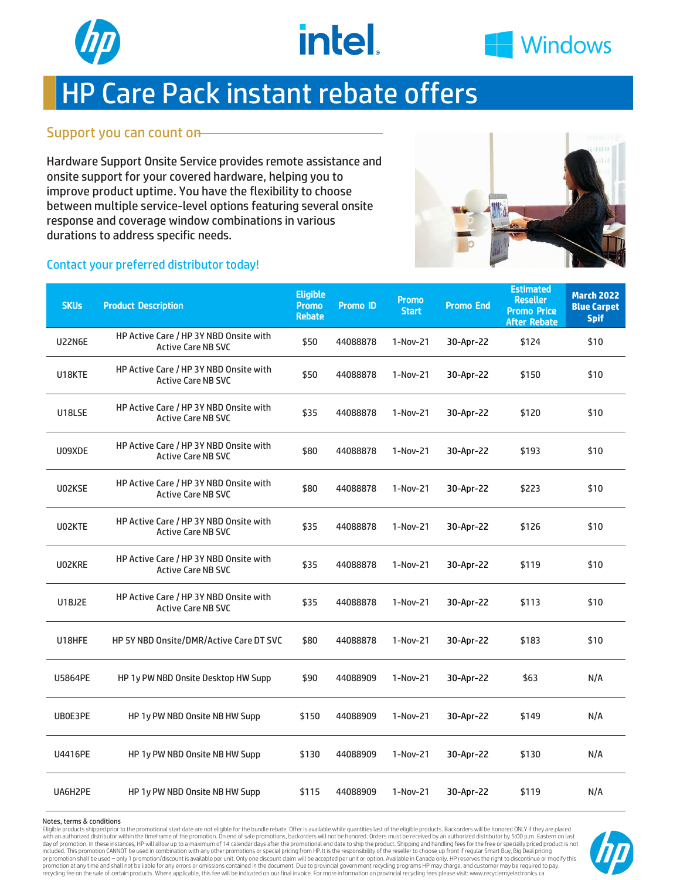# HP Care Pack instant rebate offers

## Support you can count on

Hardware Support Onsite Service provides remote assistance and onsite support for your covered hardware, helping you to improve product uptime. You have the flexibility to choose between multiple service-level options featuring several onsite response and coverage window combinations in various durations to address specific needs.

Contact your preferred distributor today!

| SKUs | Product Description | Eligible Promo Rebate | Promo ID | Promo Start | Promo End | Estimated Reseller Promo Price After Rebate | March 2022 Blue Carpet Spif |
|---|---|---|---|---|---|---|---|
| U22N6E | HP Active Care / HP 3Y NBD Onsite with Active Care NB SVC | $50 | 44088878 | 1-Nov-21 | 30-Apr-22 | $124 | $10 |
| U18KTE | HP Active Care / HP 3Y NBD Onsite with Active Care NB SVC | $50 | 44088878 | 1-Nov-21 | 30-Apr-22 | $150 | $10 |
| U18LSE | HP Active Care / HP 3Y NBD Onsite with Active Care NB SVC | $35 | 44088878 | 1-Nov-21 | 30-Apr-22 | $120 | $10 |
| U09XDE | HP Active Care / HP 3Y NBD Onsite with Active Care NB SVC | $80 | 44088878 | 1-Nov-21 | 30-Apr-22 | $193 | $10 |
| U02KSE | HP Active Care / HP 3Y NBD Onsite with Active Care NB SVC | $80 | 44088878 | 1-Nov-21 | 30-Apr-22 | $223 | $10 |
| U02KTE | HP Active Care / HP 3Y NBD Onsite with Active Care NB SVC | $35 | 44088878 | 1-Nov-21 | 30-Apr-22 | $126 | $10 |
| U02KRE | HP Active Care / HP 3Y NBD Onsite with Active Care NB SVC | $35 | 44088878 | 1-Nov-21 | 30-Apr-22 | $119 | $10 |
| U18J2E | HP Active Care / HP 3Y NBD Onsite with Active Care NB SVC | $35 | 44088878 | 1-Nov-21 | 30-Apr-22 | $113 | $10 |
| U18HFE | HP 5Y NBD Onsite/DMR/Active Care DT SVC | $80 | 44088878 | 1-Nov-21 | 30-Apr-22 | $183 | $10 |
| U5864PE | HP 1y PW NBD Onsite Desktop HW Supp | $90 | 44088909 | 1-Nov-21 | 30-Apr-22 | $63 | N/A |
| UB0E3PE | HP 1y PW NBD Onsite NB HW Supp | $150 | 44088909 | 1-Nov-21 | 30-Apr-22 | $149 | N/A |
| U4416PE | HP 1y PW NBD Onsite NB HW Supp | $130 | 44088909 | 1-Nov-21 | 30-Apr-22 | $130 | N/A |
| UA6H2PE | HP 1y PW NBD Onsite NB HW Supp | $115 | 44088909 | 1-Nov-21 | 30-Apr-22 | $119 | N/A |

Notes, terms & conditions

Eligible products shipped prior to the promotional start date are not eligible for the bundle rebate. Offer is available while quantities last of the eligible products. Backorders will be honored ONLY if they are placed with an authorized distributor within the timeframe of the promotion. On end of sale promotions, backorders will not be honored. Orders must be received by an authorized distributor by 5:00 p.m. Eastern on last day of promotion. In these instances, HP will allow up to a maximum of 14 calendar days after the promotional end date to ship the product. Shipping and handling fees for the free or specially priced product is not included. This promotion CANNOT be used in combination with any other promotions or special pricing from HP. It is the responsibility of the reseller to choose up front if regular Smart Buy, Big Deal pricing or promotion shall be used – only 1 promotion/discount is available per unit. Only one discount claim will be accepted per unit or option. Available in Canada only. HP reserves the right to discontinue or modify this promotion at any time and shall not be liable for any errors or omissions contained in the document. Due to provincial government recycling programs HP may charge, and customer may be required to pay, recycling fee on the sale of certain products. Where applicable, this fee will be indicated on our final invoice. For more information on provincial recycling fees please visit: www.recyclemyelectronics.ca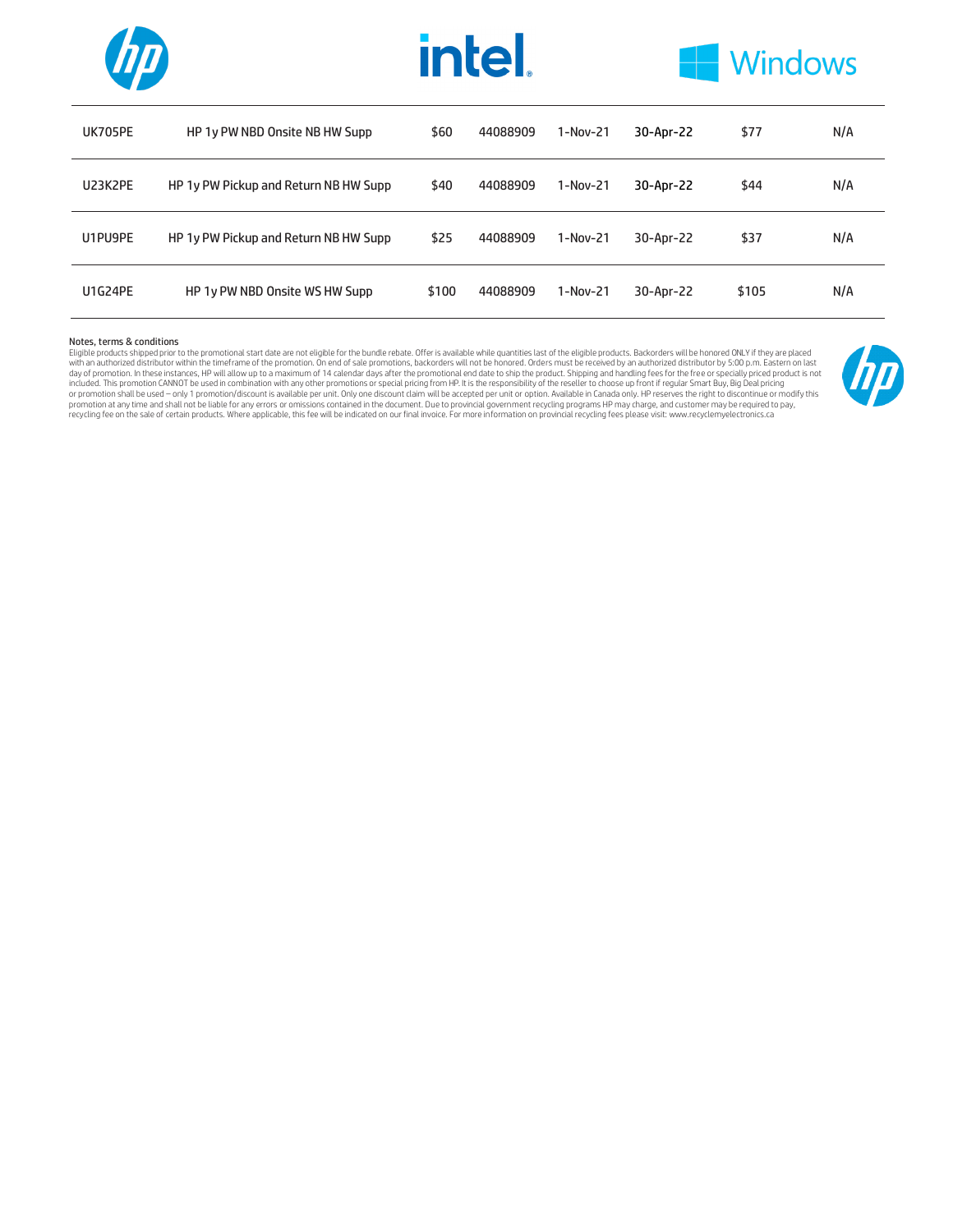| | | | | | | | |
|---|---|---|---|---|---|---|---|
| UK705PE | HP 1y PW NBD Onsite NB HW Supp | $60 | 44088909 | 1-Nov-21 | 30-Apr-22 | $77 | N/A |
| U23K2PE | HP 1y PW Pickup and Return NB HW Supp | $40 | 44088909 | 1-Nov-21 | 30-Apr-22 | $44 | N/A |
| U1PU9PE | HP 1y PW Pickup and Return NB HW Supp | $25 | 44088909 | 1-Nov-21 | 30-Apr-22 | $37 | N/A |
| U1G24PE | HP 1y PW NBD Onsite WS HW Supp | $100 | 44088909 | 1-Nov-21 | 30-Apr-22 | $105 | N/A |

Notes, terms & conditions

Eligible products shipped prior to the promotional start date are not eligible for the bundle rebate. Offer is available while quantities last of the eligible products. Backorders will be honored ONLY if they are placed with an authorized distributor within the timeframe of the promotion. On end of sale promotions, backorders will not be honored. Orders must be received by an authorized distributor by 5:00 p.m. Eastern on last day of promotion. In these instances, HP will allow up to a maximum of 14 calendar days after the promotional end date to ship the product. Shipping and handling fees for the free or specially priced product is not included. This promotion CANNOT be used in combination with any other promotions or special pricing from HP. It is the responsibility of the reseller to choose up front if regular Smart Buy, Big Deal pricing or promotion shall be used – only 1 promotion/discount is available per unit. Only one discount claim will be accepted per unit or option. Available in Canada only. HP reserves the right to discontinue or modify this promotion at any time and shall not be liable for any errors or omissions contained in the document. Due to provincial government recycling programs HP may charge, and customer may be required to pay, recycling fee on the sale of certain products. Where applicable, this fee will be indicated on our final invoice. For more information on provincial recycling fees please visit: www.recyclemyelectronics.ca